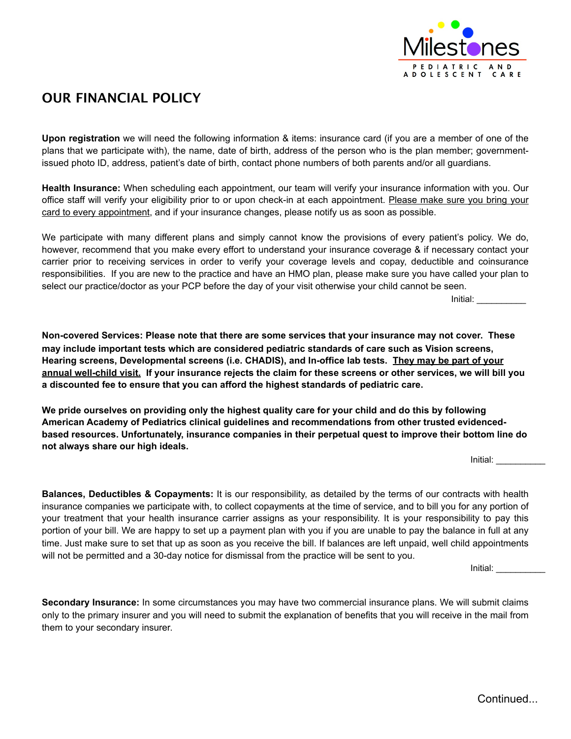Milestones

PEDIATRIC AND ADOLESCENT CARE

# OUR FINANCIAL POLICY

**Upon registration** we will need the following information & items: insurance card (if you are a member of one of the plans that we participate with), the name, date of birth, address of the person who is the plan member; government-issued photo ID, address, patient's date of birth, contact phone numbers of both parents and/or all guardians.

**Health Insurance:** When scheduling each appointment, our team will verify your insurance information with you. Our office staff will verify your eligibility prior to or upon check-in at each appointment. <u>Please make sure you bring your card to every appointment</u>, and if your insurance changes, please notify us as soon as possible.

We participate with many different plans and simply cannot know the provisions of every patient's policy. We do, however, recommend that you make every effort to understand your insurance coverage & if necessary contact your carrier prior to receiving services in order to verify your coverage levels and copay, deductible and coinsurance responsibilities. If you are new to the practice and have an HMO plan, please make sure you have called your plan to select our practice/doctor as your PCP before the day of your visit otherwise your child cannot be seen.

Initial: __________

**Non-covered Services: Please note that there are some services that your insurance may not cover. These may include important tests which are considered pediatric standards of care such as Vision screens, Hearing screens, Developmental screens (i.e. CHADIS), and In-office lab tests. <u>They may be part of your annual well-child visit.</u> If your insurance rejects the claim for these screens or other services, we will bill you a discounted fee to ensure that you can afford the highest standards of pediatric care.**

**We pride ourselves on providing only the highest quality care for your child and do this by following American Academy of Pediatrics clinical guidelines and recommendations from other trusted evidenced-based resources. Unfortunately, insurance companies in their perpetual quest to improve their bottom line do not always share our high ideals.**

Initial: __________

**Balances, Deductibles & Copayments:** It is our responsibility, as detailed by the terms of our contracts with health insurance companies we participate with, to collect copayments at the time of service, and to bill you for any portion of your treatment that your health insurance carrier assigns as your responsibility. It is your responsibility to pay this portion of your bill. We are happy to set up a payment plan with you if you are unable to pay the balance in full at any time. Just make sure to set that up as soon as you receive the bill. If balances are left unpaid, well child appointments will not be permitted and a 30-day notice for dismissal from the practice will be sent to you.

Initial: __________

**Secondary Insurance:** In some circumstances you may have two commercial insurance plans. We will submit claims only to the primary insurer and you will need to submit the explanation of benefits that you will receive in the mail from them to your secondary insurer.

Continued...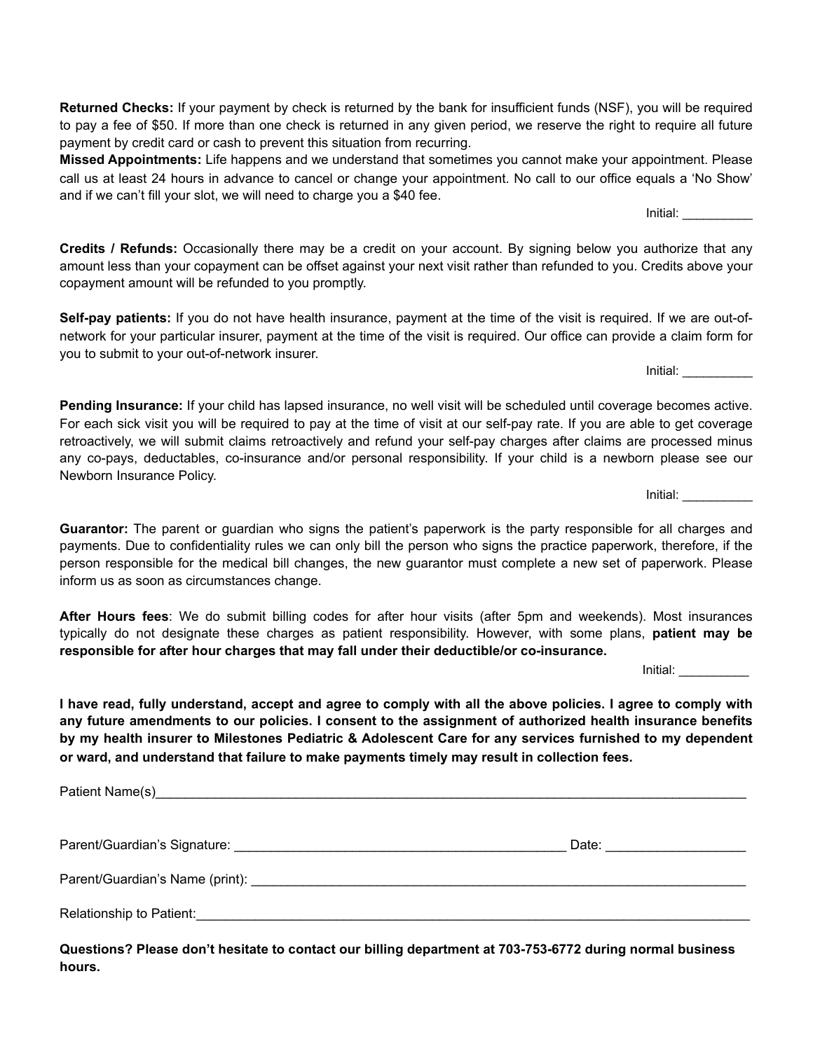**Returned Checks:** If your payment by check is returned by the bank for insufficient funds (NSF), you will be required to pay a fee of $50. If more than one check is returned in any given period, we reserve the right to require all future payment by credit card or cash to prevent this situation from recurring.

**Missed Appointments:** Life happens and we understand that sometimes you cannot make your appointment. Please call us at least 24 hours in advance to cancel or change your appointment. No call to our office equals a 'No Show' and if we can't fill your slot, we will need to charge you a $40 fee.

Initial: __________

**Credits / Refunds:** Occasionally there may be a credit on your account. By signing below you authorize that any amount less than your copayment can be offset against your next visit rather than refunded to you. Credits above your copayment amount will be refunded to you promptly.

**Self-pay patients:** If you do not have health insurance, payment at the time of the visit is required. If we are out-of-network for your particular insurer, payment at the time of the visit is required. Our office can provide a claim form for you to submit to your out-of-network insurer.

Initial: __________

**Pending Insurance:** If your child has lapsed insurance, no well visit will be scheduled until coverage becomes active. For each sick visit you will be required to pay at the time of visit at our self-pay rate. If you are able to get coverage retroactively, we will submit claims retroactively and refund your self-pay charges after claims are processed minus any co-pays, deductables, co-insurance and/or personal responsibility. If your child is a newborn please see our Newborn Insurance Policy.

Initial: __________

**Guarantor:** The parent or guardian who signs the patient's paperwork is the party responsible for all charges and payments. Due to confidentiality rules we can only bill the person who signs the practice paperwork, therefore, if the person responsible for the medical bill changes, the new guarantor must complete a new set of paperwork. Please inform us as soon as circumstances change.

**After Hours fees**: We do submit billing codes for after hour visits (after 5pm and weekends). Most insurances typically do not designate these charges as patient responsibility. However, with some plans, **patient may be responsible for after hour charges that may fall under their deductible/or co-insurance.**

Initial: __________

**I have read, fully understand, accept and agree to comply with all the above policies. I agree to comply with any future amendments to our policies. I consent to the assignment of authorized health insurance benefits by my health insurer to Milestones Pediatric & Adolescent Care for any services furnished to my dependent or ward, and understand that failure to make payments timely may result in collection fees.**

Patient Name(s)______________________________________________________________________________

Parent/Guardian's Signature: ___________________________________________ Date: __________________

Parent/Guardian's Name (print): _________________________________________________________________

Relationship to Patient:_________________________________________________________________________

**Questions? Please don't hesitate to contact our billing department at 703-753-6772 during normal business hours.**